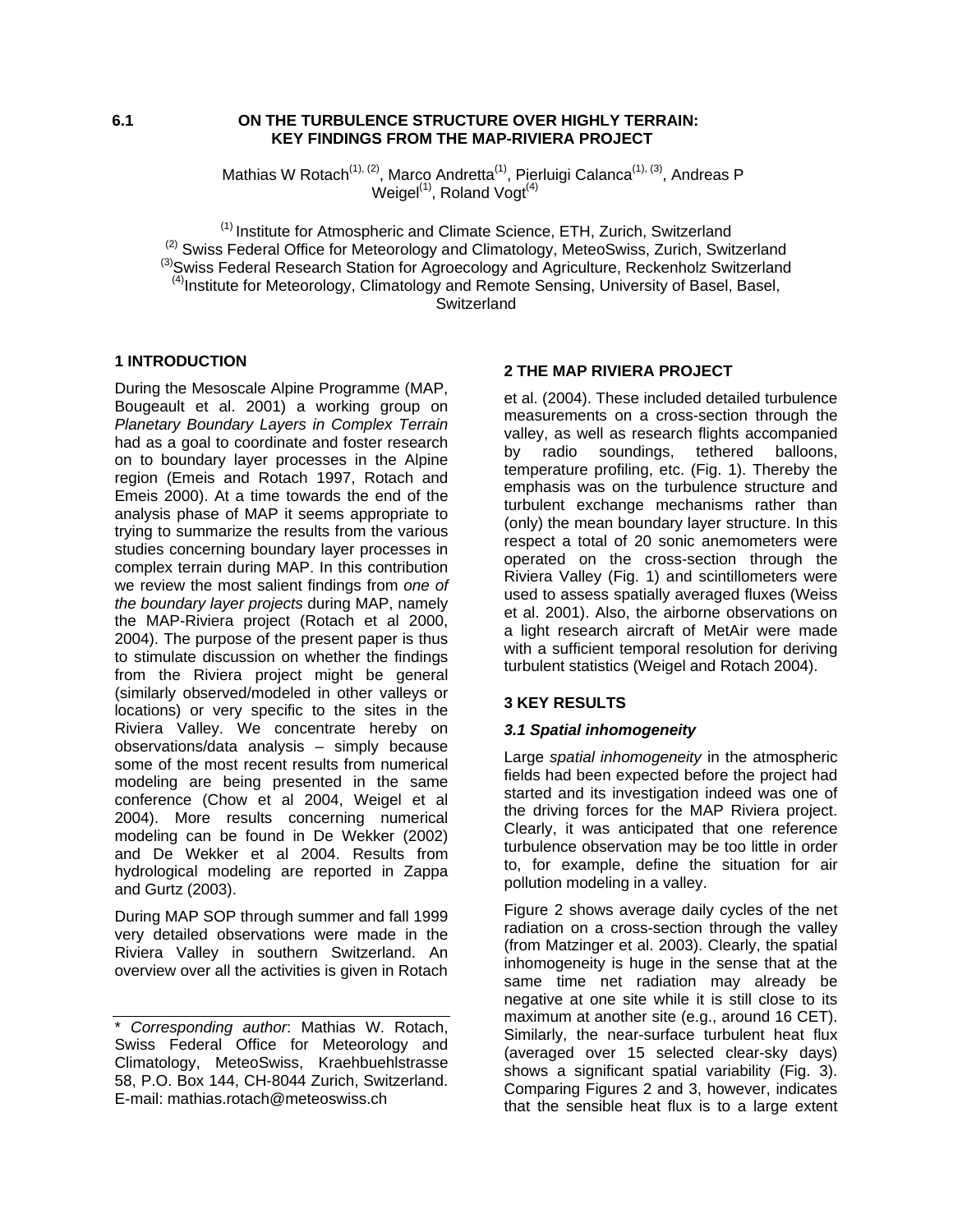# 6.1 ON THE TURBULENCE STRUCTURE OVER HIGHLY TERRAIN: KEY FINDINGS FROM THE MAP-RIVIERA PROJECT

Mathias W Rotach[(1), (2)], Marco Andretta[(1)], Pierluigi Calanca[(1), (3)], Andreas P Weigel[(1)], Roland Vogt[(4)]

[(1)] Institute for Atmospheric and Climate Science, ETH, Zurich, Switzerland
[(2)] Swiss Federal Office for Meteorology and Climatology, MeteoSwiss, Zurich, Switzerland
[(3)]Swiss Federal Research Station for Agroecology and Agriculture, Reckenholz Switzerland
[(4)]Institute for Meteorology, Climatology and Remote Sensing, University of Basel, Basel, Switzerland

## 1 INTRODUCTION

During the Mesoscale Alpine Programme (MAP, Bougeault et al. 2001) a working group on *Planetary Boundary Layers in Complex Terrain* had as a goal to coordinate and foster research on to boundary layer processes in the Alpine region (Emeis and Rotach 1997, Rotach and Emeis 2000). At a time towards the end of the analysis phase of MAP it seems appropriate to trying to summarize the results from the various studies concerning boundary layer processes in complex terrain during MAP. In this contribution we review the most salient findings from *one of the boundary layer projects* during MAP, namely the MAP-Riviera project (Rotach et al 2000, 2004). The purpose of the present paper is thus to stimulate discussion on whether the findings from the Riviera project might be general (similarly observed/modeled in other valleys or locations) or very specific to the sites in the Riviera Valley. We concentrate hereby on observations/data analysis – simply because some of the most recent results from numerical modeling are being presented in the same conference (Chow et al 2004, Weigel et al 2004). More results concerning numerical modeling can be found in De Wekker (2002) and De Wekker et al 2004. Results from hydrological modeling are reported in Zappa and Gurtz (2003).

During MAP SOP through summer and fall 1999 very detailed observations were made in the Riviera Valley in southern Switzerland. An overview over all the activities is given in Rotach

\* *Corresponding author*: Mathias W. Rotach, Swiss Federal Office for Meteorology and Climatology, MeteoSwiss, Kraehbuehlstrasse 58, P.O. Box 144, CH-8044 Zurich, Switzerland. E-mail: mathias.rotach@meteoswiss.ch

## 2 THE MAP RIVIERA PROJECT

et al. (2004). These included detailed turbulence measurements on a cross-section through the valley, as well as research flights accompanied by radio soundings, tethered balloons, temperature profiling, etc. (Fig. 1). Thereby the emphasis was on the turbulence structure and turbulent exchange mechanisms rather than (only) the mean boundary layer structure. In this respect a total of 20 sonic anemometers were operated on the cross-section through the Riviera Valley (Fig. 1) and scintillometers were used to assess spatially averaged fluxes (Weiss et al. 2001). Also, the airborne observations on a light research aircraft of MetAir were made with a sufficient temporal resolution for deriving turbulent statistics (Weigel and Rotach 2004).

## 3 KEY RESULTS

### *3.1 Spatial inhomogeneity*

Large *spatial inhomogeneity* in the atmospheric fields had been expected before the project had started and its investigation indeed was one of the driving forces for the MAP Riviera project. Clearly, it was anticipated that one reference turbulence observation may be too little in order to, for example, define the situation for air pollution modeling in a valley.

Figure 2 shows average daily cycles of the net radiation on a cross-section through the valley (from Matzinger et al. 2003). Clearly, the spatial inhomogeneity is huge in the sense that at the same time net radiation may already be negative at one site while it is still close to its maximum at another site (e.g., around 16 CET). Similarly, the near-surface turbulent heat flux (averaged over 15 selected clear-sky days) shows a significant spatial variability (Fig. 3). Comparing Figures 2 and 3, however, indicates that the sensible heat flux is to a large extent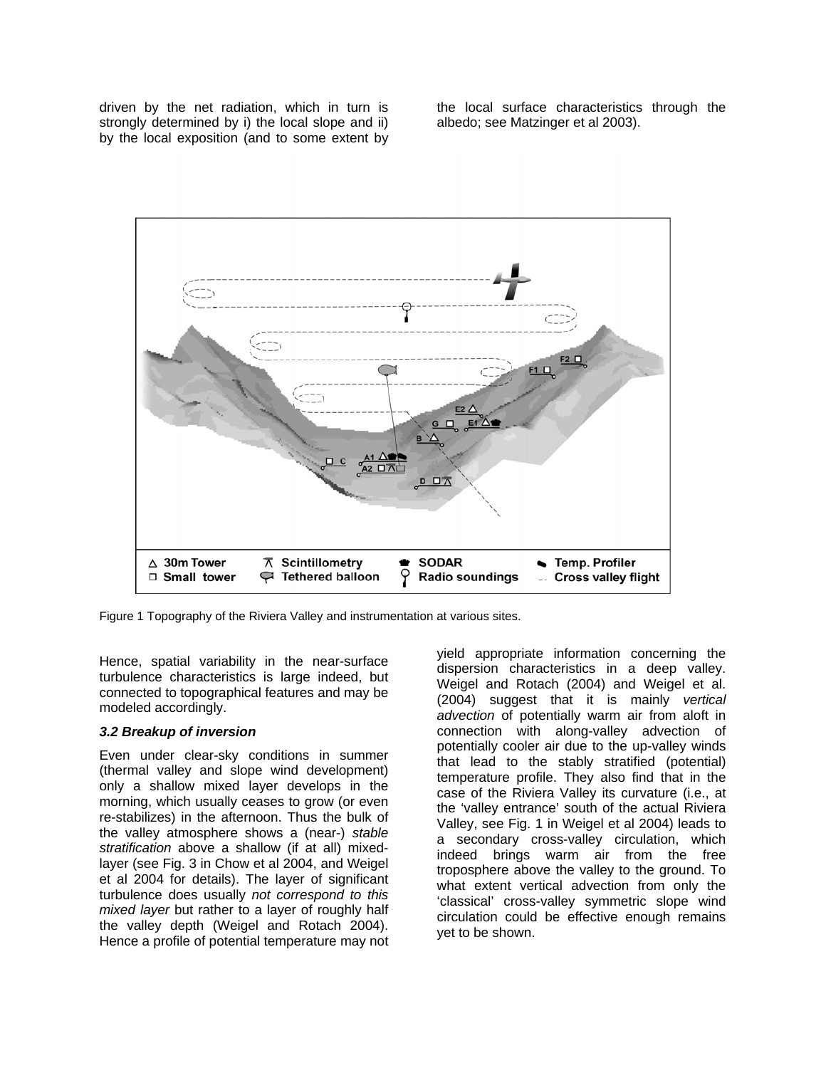driven by the net radiation, which in turn is strongly determined by i) the local slope and ii) by the local exposition (and to some extent by the local surface characteristics through the albedo; see Matzinger et al 2003).

Figure 1 Topography of the Riviera Valley and instrumentation at various sites.

Hence, spatial variability in the near-surface turbulence characteristics is large indeed, but connected to topographical features and may be modeled accordingly.

### *3.2 Breakup of inversion*

Even under clear-sky conditions in summer (thermal valley and slope wind development) only a shallow mixed layer develops in the morning, which usually ceases to grow (or even re-stabilizes) in the afternoon. Thus the bulk of the valley atmosphere shows a (near-) *stable stratification* above a shallow (if at all) mixed-layer (see Fig. 3 in Chow et al 2004, and Weigel et al 2004 for details). The layer of significant turbulence does usually *not correspond to this mixed layer* but rather to a layer of roughly half the valley depth (Weigel and Rotach 2004). Hence a profile of potential temperature may not yield appropriate information concerning the dispersion characteristics in a deep valley. Weigel and Rotach (2004) and Weigel et al. (2004) suggest that it is mainly *vertical advection* of potentially warm air from aloft in connection with along-valley advection of potentially cooler air due to the up-valley winds that lead to the stably stratified (potential) temperature profile. They also find that in the case of the Riviera Valley its curvature (i.e., at the 'valley entrance' south of the actual Riviera Valley, see Fig. 1 in Weigel et al 2004) leads to a secondary cross-valley circulation, which indeed brings warm air from the free troposphere above the valley to the ground. To what extent vertical advection from only the 'classical' cross-valley symmetric slope wind circulation could be effective enough remains yet to be shown.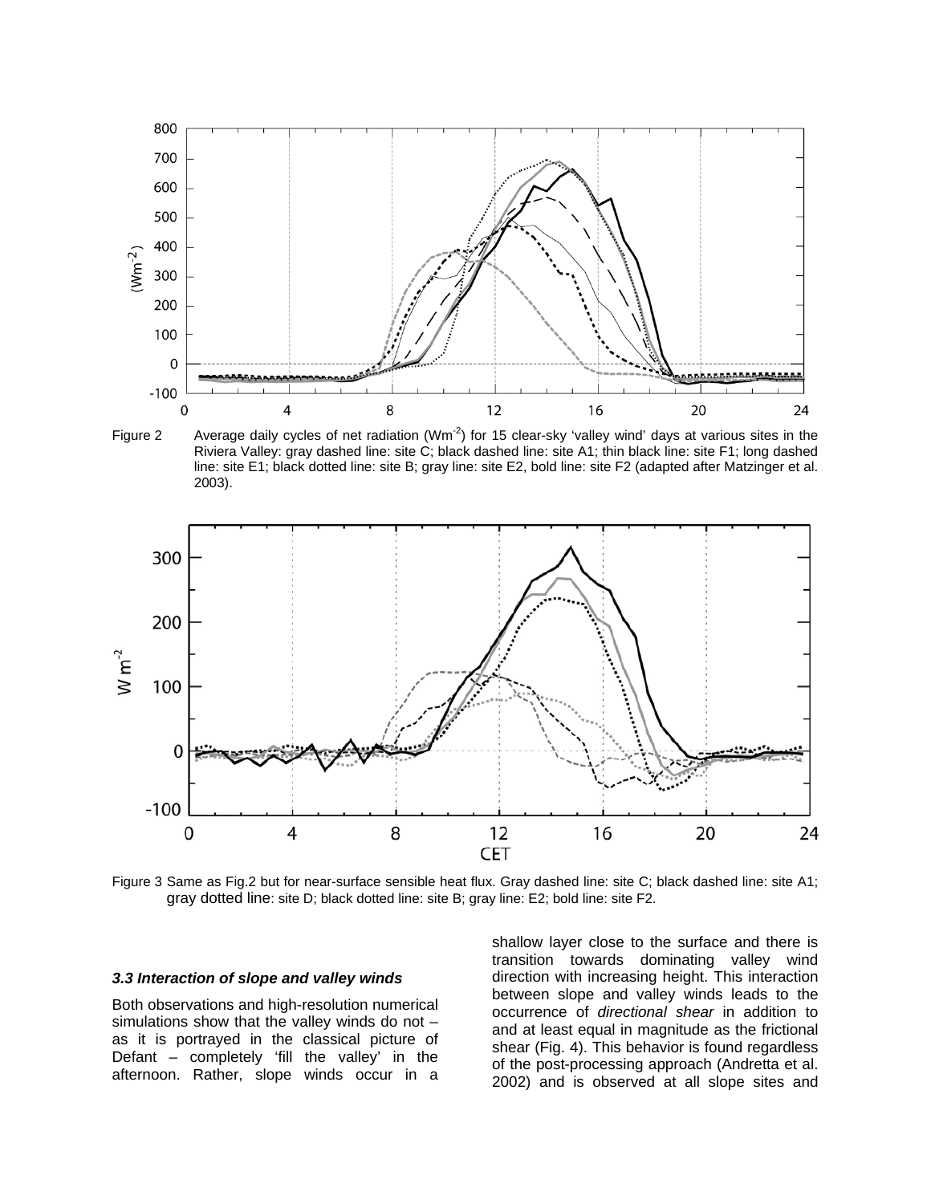Figure 2 Average daily cycles of net radiation ($Wm^{-2}$) for 15 clear-sky 'valley wind' days at various sites in the Riviera Valley: gray dashed line: site C; black dashed line: site A1; thin black line: site F1; long dashed line: site E1; black dotted line: site B; gray line: site E2, bold line: site F2 (adapted after Matzinger et al. 2003).

Figure 3 Same as Fig.2 but for near-surface sensible heat flux. Gray dashed line: site C; black dashed line: site A1; gray dotted line: site D; black dotted line: site B; gray line: E2; bold line: site F2.

### 3.3 Interaction of slope and valley winds

Both observations and high-resolution numerical simulations show that the valley winds do not – as it is portrayed in the classical picture of Defant – completely 'fill the valley' in the afternoon. Rather, slope winds occur in a shallow layer close to the surface and there is transition towards dominating valley wind direction with increasing height. This interaction between slope and valley winds leads to the occurrence of *directional shear* in addition to and at least equal in magnitude as the frictional shear (Fig. 4). This behavior is found regardless of the post-processing approach (Andretta et al. 2002) and is observed at all slope sites and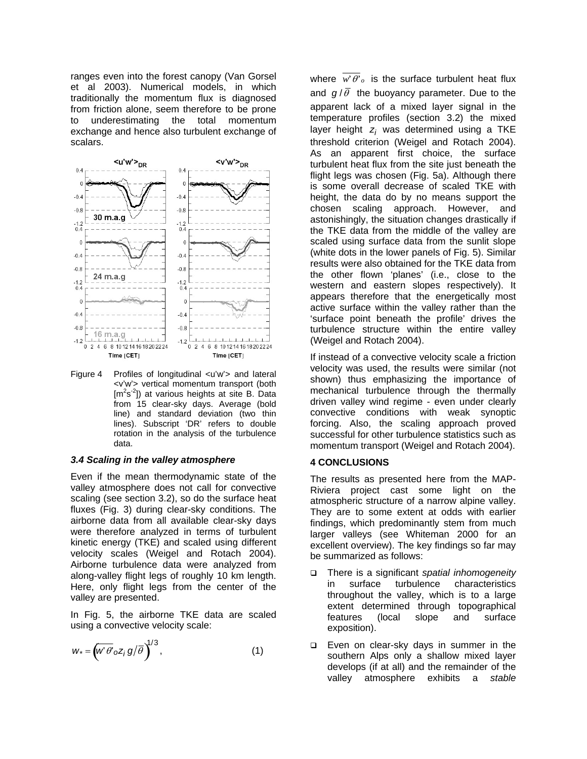ranges even into the forest canopy (Van Gorsel et al 2003). Numerical models, in which traditionally the momentum flux is diagnosed from friction alone, seem therefore to be prone to underestimating the total momentum exchange and hence also turbulent exchange of scalars.

Figure 4 Profiles of longitudinal <u'w'> and lateral <v'w'> vertical momentum transport (both [$m^2s^{-2}$]) at various heights at site B. Data from 15 clear-sky days. Average (bold line) and standard deviation (two thin lines). Subscript 'DR' refers to double rotation in the analysis of the turbulence data.

### *3.4 Scaling in the valley atmosphere*

Even if the mean thermodynamic state of the valley atmosphere does not call for convective scaling (see section 3.2), so do the surface heat fluxes (Fig. 3) during clear-sky conditions. The airborne data from all available clear-sky days were therefore analyzed in terms of turbulent kinetic energy (TKE) and scaled using different velocity scales (Weigel and Rotach 2004). Airborne turbulence data were analyzed from along-valley flight legs of roughly 10 km length. Here, only flight legs from the center of the valley are presented.

In Fig. 5, the airborne TKE data are scaled using a convective velocity scale:

$$w_* = \left(\overline{w'\theta'}_o z_i \, g/\overline{\theta}\right)^{1/3}, \qquad (1)$$

where $\overline{w'\theta'}_o$ is the surface turbulent heat flux and $g/\overline{\theta}$ the buoyancy parameter. Due to the apparent lack of a mixed layer signal in the temperature profiles (section 3.2) the mixed layer height $z_i$ was determined using a TKE threshold criterion (Weigel and Rotach 2004). As an apparent first choice, the surface turbulent heat flux from the site just beneath the flight legs was chosen (Fig. 5a). Although there is some overall decrease of scaled TKE with height, the data do by no means support the chosen scaling approach. However, and astonishingly, the situation changes drastically if the TKE data from the middle of the valley are scaled using surface data from the sunlit slope (white dots in the lower panels of Fig. 5). Similar results were also obtained for the TKE data from the other flown 'planes' (i.e., close to the western and eastern slopes respectively). It appears therefore that the energetically most active surface within the valley rather than the 'surface point beneath the profile' drives the turbulence structure within the entire valley (Weigel and Rotach 2004).

If instead of a convective velocity scale a friction velocity was used, the results were similar (not shown) thus emphasizing the importance of mechanical turbulence through the thermally driven valley wind regime - even under clearly convective conditions with weak synoptic forcing. Also, the scaling approach proved successful for other turbulence statistics such as momentum transport (Weigel and Rotach 2004).

## 4 CONCLUSIONS

The results as presented here from the MAP-Riviera project cast some light on the atmospheric structure of a narrow alpine valley. They are to some extent at odds with earlier findings, which predominantly stem from much larger valleys (see Whiteman 2000 for an excellent overview). The key findings so far may be summarized as follows:

- There is a significant *spatial inhomogeneity* in surface turbulence characteristics throughout the valley, which is to a large extent determined through topographical features (local slope and surface exposition).
- Even on clear-sky days in summer in the southern Alps only a shallow mixed layer develops (if at all) and the remainder of the valley atmosphere exhibits a *stable*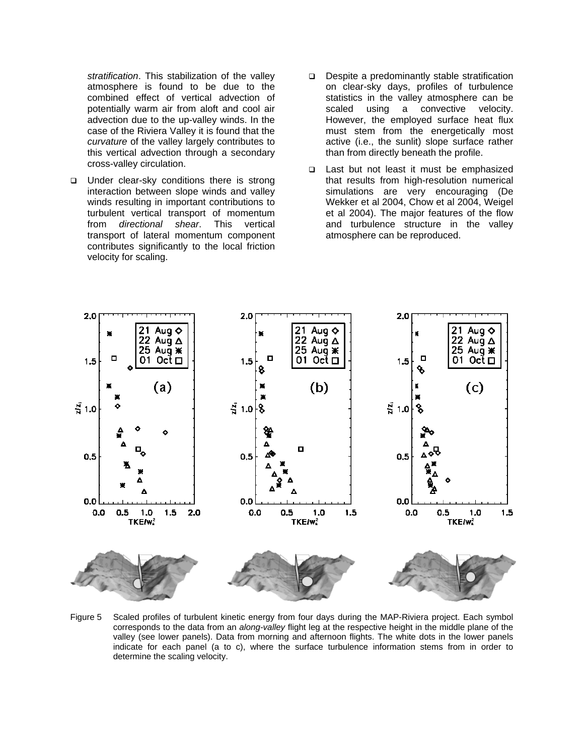*stratification*. This stabilization of the valley atmosphere is found to be due to the combined effect of vertical advection of potentially warm air from aloft and cool air advection due to the up-valley winds. In the case of the Riviera Valley it is found that the *curvature* of the valley largely contributes to this vertical advection through a secondary cross-valley circulation.

- Under clear-sky conditions there is strong interaction between slope winds and valley winds resulting in important contributions to turbulent vertical transport of momentum from *directional shear*. This vertical transport of lateral momentum component contributes significantly to the local friction velocity for scaling.
- Despite a predominantly stable stratification on clear-sky days, profiles of turbulence statistics in the valley atmosphere can be scaled using a convective velocity. However, the employed surface heat flux must stem from the energetically most active (i.e., the sunlit) slope surface rather than from directly beneath the profile.
- Last but not least it must be emphasized that results from high-resolution numerical simulations are very encouraging (De Wekker et al 2004, Chow et al 2004, Weigel et al 2004). The major features of the flow and turbulence structure in the valley atmosphere can be reproduced.

Figure 5 Scaled profiles of turbulent kinetic energy from four days during the MAP-Riviera project. Each symbol corresponds to the data from an *along-valley* flight leg at the respective height in the middle plane of the valley (see lower panels). Data from morning and afternoon flights. The white dots in the lower panels indicate for each panel (a to c), where the surface turbulence information stems from in order to determine the scaling velocity.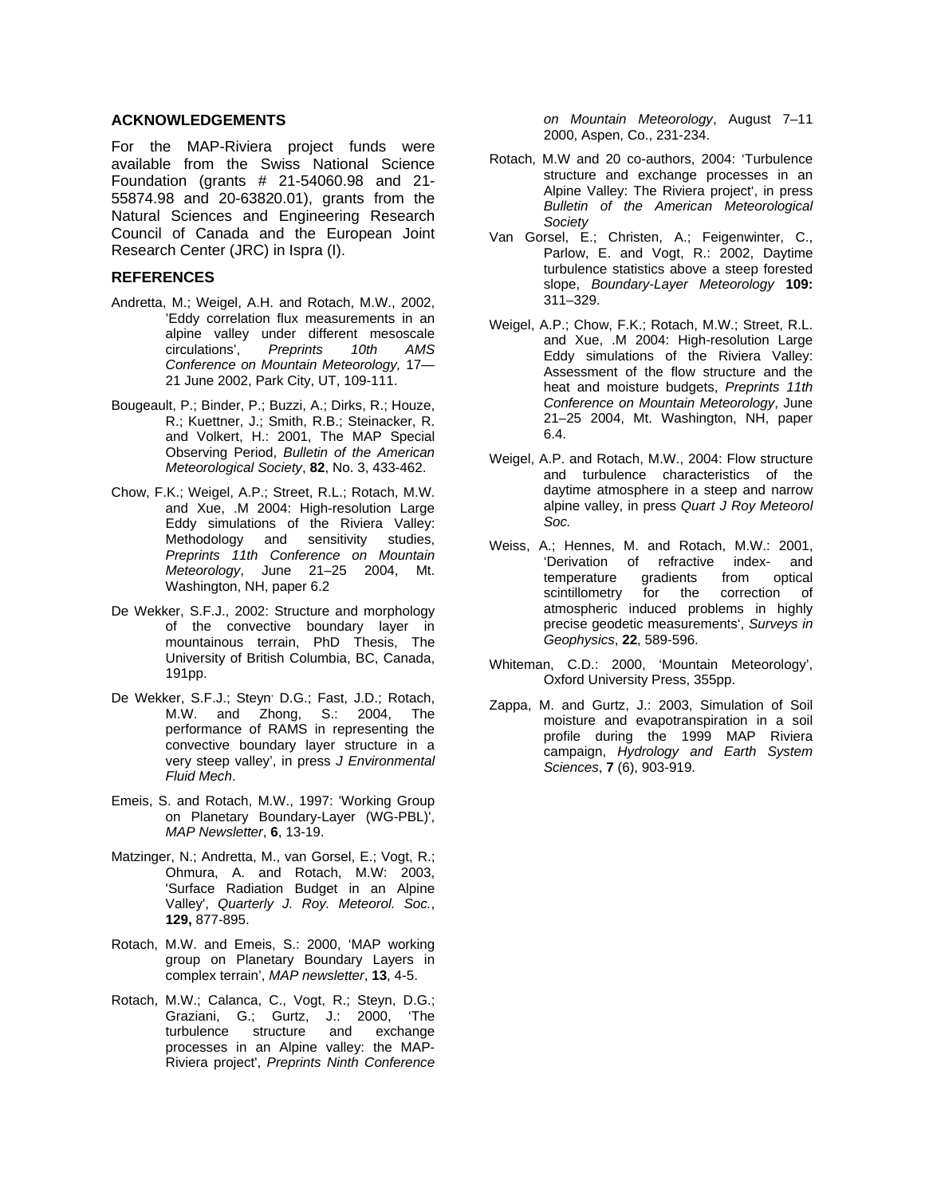## ACKNOWLEDGEMENTS

For the MAP-Riviera project funds were available from the Swiss National Science Foundation (grants # 21-54060.98 and 21-55874.98 and 20-63820.01), grants from the Natural Sciences and Engineering Research Council of Canada and the European Joint Research Center (JRC) in Ispra (I).

## REFERENCES

Andretta, M.; Weigel, A.H. and Rotach, M.W., 2002, 'Eddy correlation flux measurements in an alpine valley under different mesoscale circulations', *Preprints 10th AMS Conference on Mountain Meteorology,* 17— 21 June 2002, Park City, UT, 109-111.

Bougeault, P.; Binder, P.; Buzzi, A.; Dirks, R.; Houze, R.; Kuettner, J.; Smith, R.B.; Steinacker, R. and Volkert, H.: 2001, The MAP Special Observing Period, *Bulletin of the American Meteorological Society*, **82**, No. 3, 433-462.

Chow, F.K.; Weigel, A.P.; Street, R.L.; Rotach, M.W. and Xue, .M 2004: High-resolution Large Eddy simulations of the Riviera Valley: Methodology and sensitivity studies, *Preprints 11th Conference on Mountain Meteorology*, June 21–25 2004, Mt. Washington, NH, paper 6.2

De Wekker, S.F.J., 2002: Structure and morphology of the convective boundary layer in mountainous terrain, PhD Thesis, The University of British Columbia, BC, Canada, 191pp.

De Wekker, S.F.J.; Steyn, D.G.; Fast, J.D.; Rotach, M.W. and Zhong, S.: 2004, The performance of RAMS in representing the convective boundary layer structure in a very steep valley', in press *J Environmental Fluid Mech*.

Emeis, S. and Rotach, M.W., 1997: 'Working Group on Planetary Boundary-Layer (WG-PBL)', *MAP Newsletter*, **6**, 13-19.

Matzinger, N.; Andretta, M., van Gorsel, E.; Vogt, R.; Ohmura, A. and Rotach, M.W: 2003, 'Surface Radiation Budget in an Alpine Valley', *Quarterly J. Roy. Meteorol. Soc.*, **129,** 877-895.

Rotach, M.W. and Emeis, S.: 2000, 'MAP working group on Planetary Boundary Layers in complex terrain', *MAP newsletter*, **13**, 4-5.

Rotach, M.W.; Calanca, C., Vogt, R.; Steyn, D.G.; Graziani, G.; Gurtz, J.: 2000, 'The turbulence structure and exchange processes in an Alpine valley: the MAP-Riviera project', *Preprints Ninth Conference on Mountain Meteorology*, August 7–11 2000, Aspen, Co., 231-234.

Rotach, M.W and 20 co-authors, 2004: 'Turbulence structure and exchange processes in an Alpine Valley: The Riviera project', in press *Bulletin of the American Meteorological Society*

Van Gorsel, E.; Christen, A.; Feigenwinter, C., Parlow, E. and Vogt, R.: 2002, Daytime turbulence statistics above a steep forested slope, *Boundary-Layer Meteorology* **109:** 311–329.

Weigel, A.P.; Chow, F.K.; Rotach, M.W.; Street, R.L. and Xue, .M 2004: High-resolution Large Eddy simulations of the Riviera Valley: Assessment of the flow structure and the heat and moisture budgets, *Preprints 11th Conference on Mountain Meteorology*, June 21–25 2004, Mt. Washington, NH, paper 6.4.

Weigel, A.P. and Rotach, M.W., 2004: Flow structure and turbulence characteristics of the daytime atmosphere in a steep and narrow alpine valley, in press *Quart J Roy Meteorol Soc.*

Weiss, A.; Hennes, M. and Rotach, M.W.: 2001, 'Derivation of refractive index- and temperature gradients from optical scintillometry for the correction of atmospheric induced problems in highly precise geodetic measurements', *Surveys in Geophysics*, **22**, 589-596.

Whiteman, C.D.: 2000, 'Mountain Meteorology', Oxford University Press, 355pp.

Zappa, M. and Gurtz, J.: 2003, Simulation of Soil moisture and evapotranspiration in a soil profile during the 1999 MAP Riviera campaign, *Hydrology and Earth System Sciences*, **7** (6), 903-919.